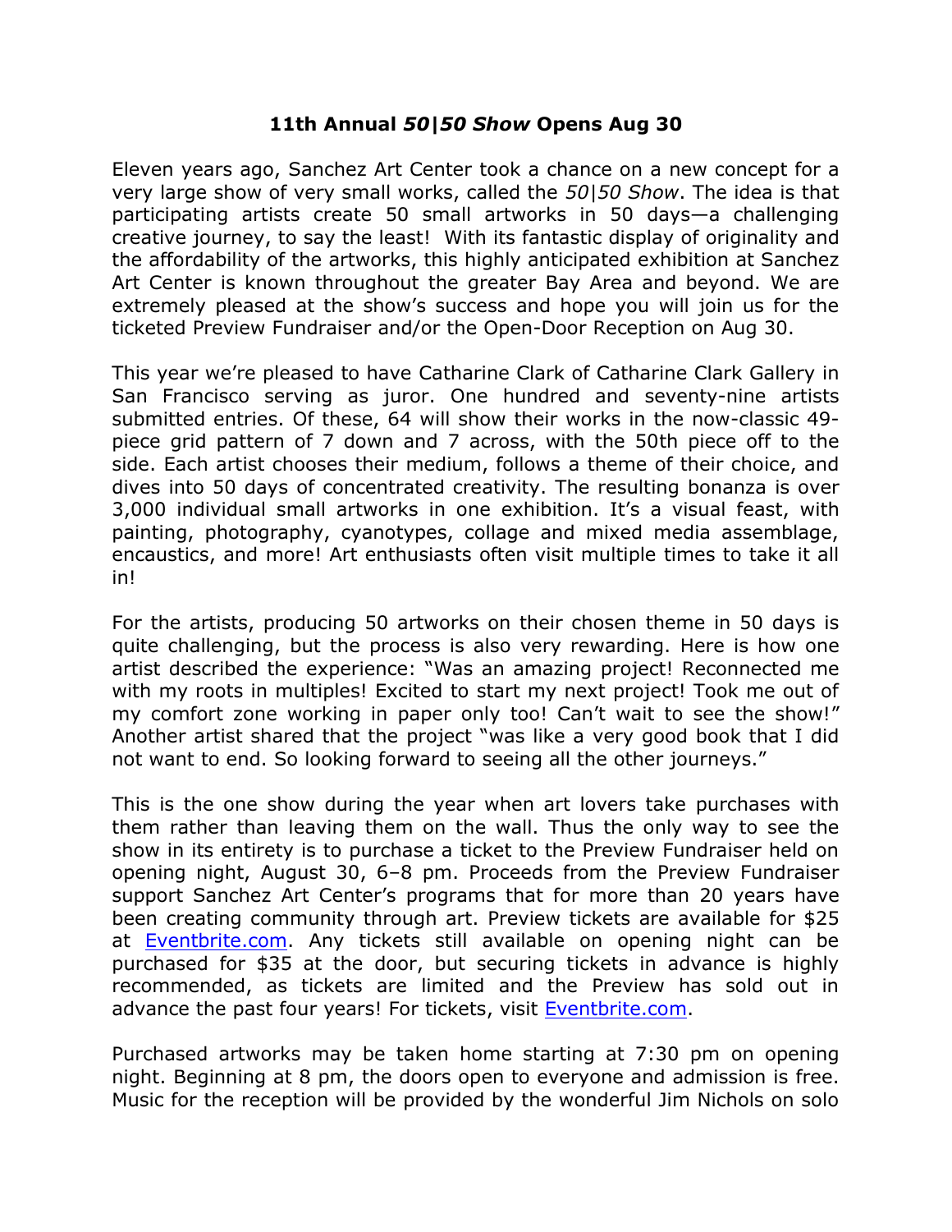# 11th Annual *50|50 Show* Opens Aug 30

Eleven years ago, Sanchez Art Center took a chance on a new concept for a very large show of very small works, called the *50|50 Show*. The idea is that participating artists create 50 small artworks in 50 days—a challenging creative journey, to say the least! With its fantastic display of originality and the affordability of the artworks, this highly anticipated exhibition at Sanchez Art Center is known throughout the greater Bay Area and beyond. We are extremely pleased at the show's success and hope you will join us for the ticketed Preview Fundraiser and/or the Open-Door Reception on Aug 30.

This year we're pleased to have Catharine Clark of Catharine Clark Gallery in San Francisco serving as juror. One hundred and seventy-nine artists submitted entries. Of these, 64 will show their works in the now-classic 49-piece grid pattern of 7 down and 7 across, with the 50th piece off to the side. Each artist chooses their medium, follows a theme of their choice, and dives into 50 days of concentrated creativity. The resulting bonanza is over 3,000 individual small artworks in one exhibition. It's a visual feast, with painting, photography, cyanotypes, collage and mixed media assemblage, encaustics, and more! Art enthusiasts often visit multiple times to take it all in!

For the artists, producing 50 artworks on their chosen theme in 50 days is quite challenging, but the process is also very rewarding. Here is how one artist described the experience: "Was an amazing project! Reconnected me with my roots in multiples! Excited to start my next project! Took me out of my comfort zone working in paper only too! Can't wait to see the show!" Another artist shared that the project "was like a very good book that I did not want to end. So looking forward to seeing all the other journeys."

This is the one show during the year when art lovers take purchases with them rather than leaving them on the wall. Thus the only way to see the show in its entirety is to purchase a ticket to the Preview Fundraiser held on opening night, August 30, 6–8 pm. Proceeds from the Preview Fundraiser support Sanchez Art Center's programs that for more than 20 years have been creating community through art. Preview tickets are available for $25 at Eventbrite.com. Any tickets still available on opening night can be purchased for $35 at the door, but securing tickets in advance is highly recommended, as tickets are limited and the Preview has sold out in advance the past four years! For tickets, visit Eventbrite.com.

Purchased artworks may be taken home starting at 7:30 pm on opening night. Beginning at 8 pm, the doors open to everyone and admission is free. Music for the reception will be provided by the wonderful Jim Nichols on solo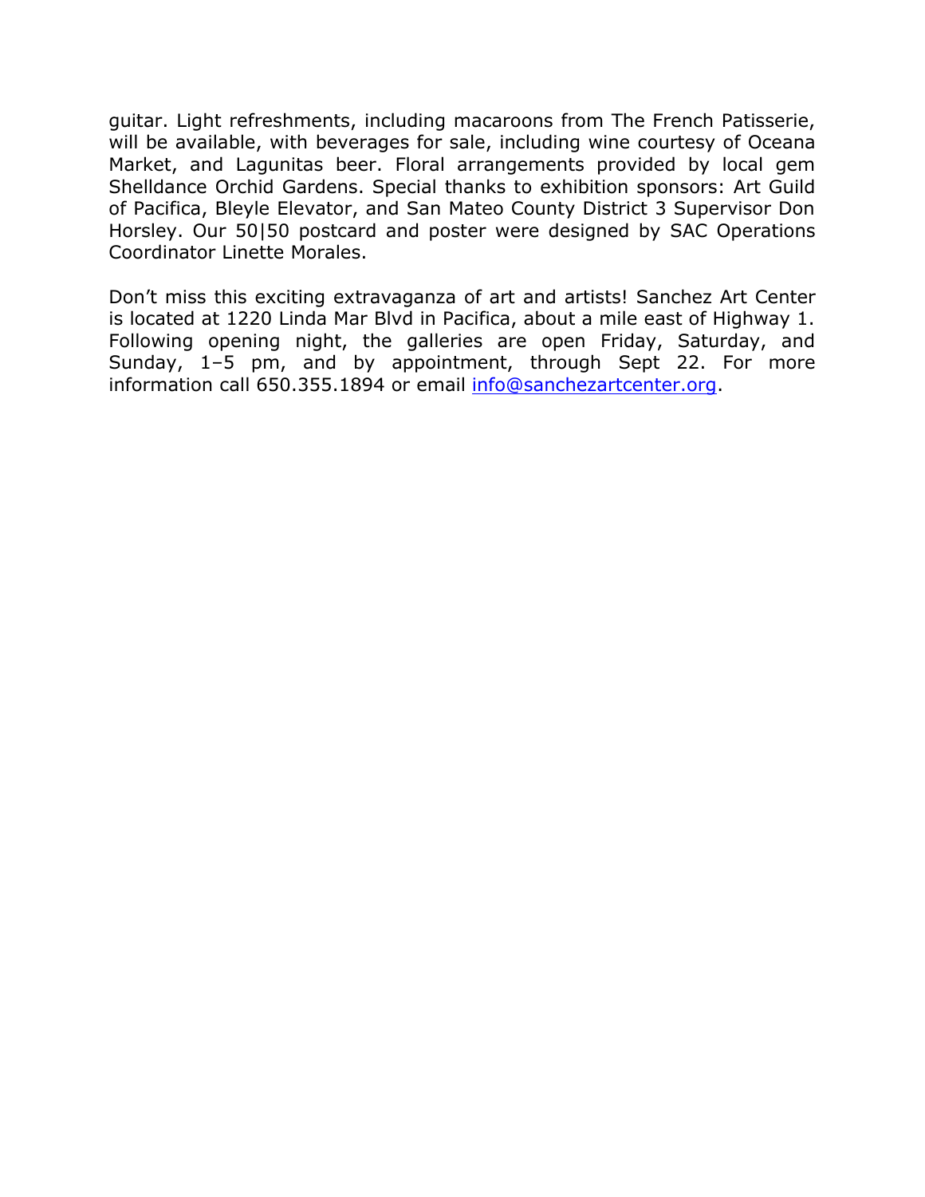guitar. Light refreshments, including macaroons from The French Patisserie, will be available, with beverages for sale, including wine courtesy of Oceana Market, and Lagunitas beer. Floral arrangements provided by local gem Shelldance Orchid Gardens. Special thanks to exhibition sponsors: Art Guild of Pacifica, Bleyle Elevator, and San Mateo County District 3 Supervisor Don Horsley. Our 50|50 postcard and poster were designed by SAC Operations Coordinator Linette Morales.

Don't miss this exciting extravaganza of art and artists! Sanchez Art Center is located at 1220 Linda Mar Blvd in Pacifica, about a mile east of Highway 1. Following opening night, the galleries are open Friday, Saturday, and Sunday, 1–5 pm, and by appointment, through Sept 22. For more information call 650.355.1894 or email [info@sanchezartcenter.org](mailto:info@sanchezartcenter.org).